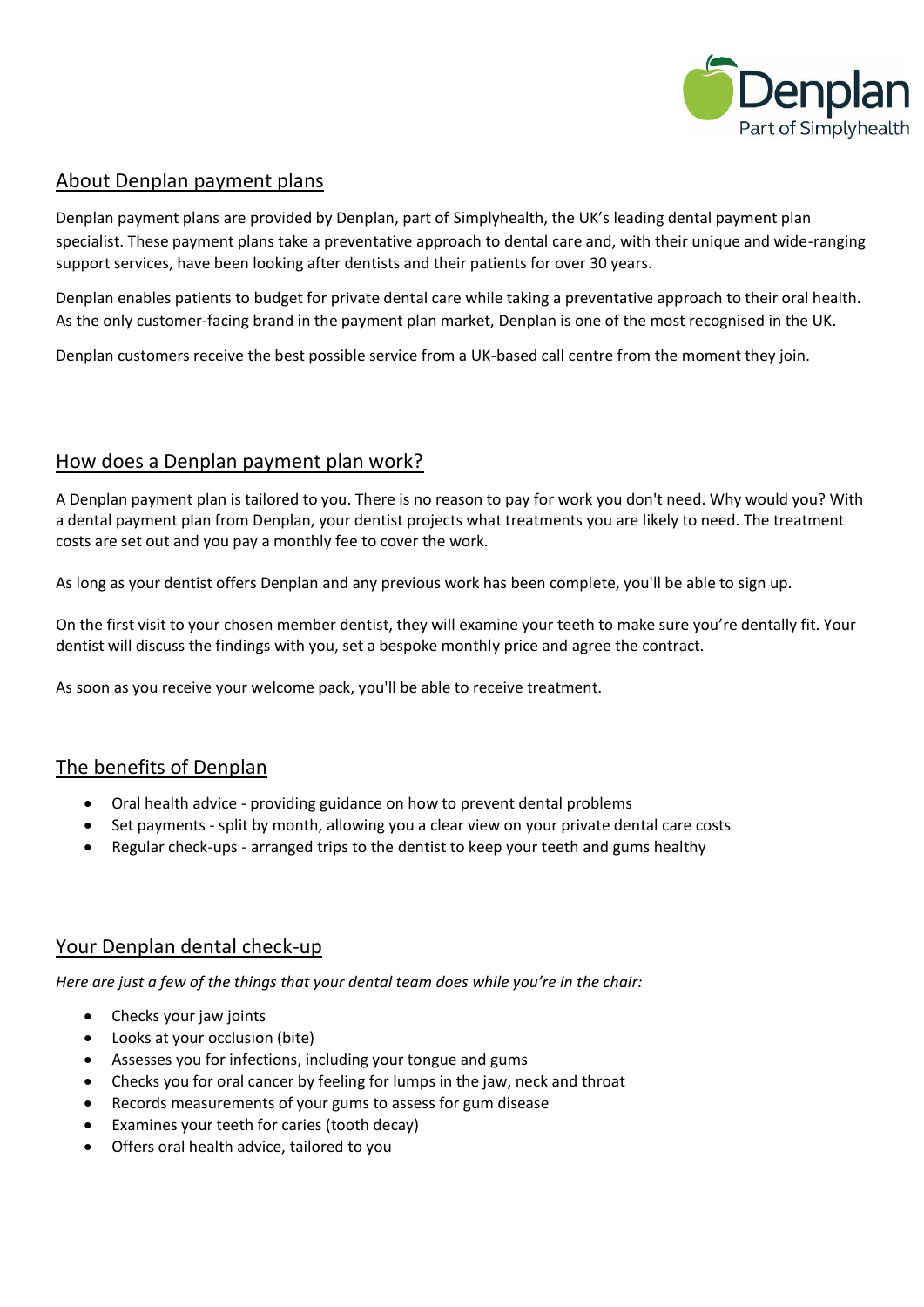## About Denplan payment plans

Denplan payment plans are provided by Denplan, part of Simplyhealth, the UK's leading dental payment plan specialist. These payment plans take a preventative approach to dental care and, with their unique and wide-ranging support services, have been looking after dentists and their patients for over 30 years.

Denplan enables patients to budget for private dental care while taking a preventative approach to their oral health. As the only customer-facing brand in the payment plan market, Denplan is one of the most recognised in the UK.

Denplan customers receive the best possible service from a UK-based call centre from the moment they join.

## How does a Denplan payment plan work?

A Denplan payment plan is tailored to you. There is no reason to pay for work you don't need. Why would you? With a dental payment plan from Denplan, your dentist projects what treatments you are likely to need. The treatment costs are set out and you pay a monthly fee to cover the work.

As long as your dentist offers Denplan and any previous work has been complete, you'll be able to sign up.

On the first visit to your chosen member dentist, they will examine your teeth to make sure you're dentally fit. Your dentist will discuss the findings with you, set a bespoke monthly price and agree the contract.

As soon as you receive your welcome pack, you'll be able to receive treatment.

## The benefits of Denplan

- Oral health advice - providing guidance on how to prevent dental problems
- Set payments - split by month, allowing you a clear view on your private dental care costs
- Regular check-ups - arranged trips to the dentist to keep your teeth and gums healthy

## Your Denplan dental check-up

*Here are just a few of the things that your dental team does while you're in the chair:*

- Checks your jaw joints
- Looks at your occlusion (bite)
- Assesses you for infections, including your tongue and gums
- Checks you for oral cancer by feeling for lumps in the jaw, neck and throat
- Records measurements of your gums to assess for gum disease
- Examines your teeth for caries (tooth decay)
- Offers oral health advice, tailored to you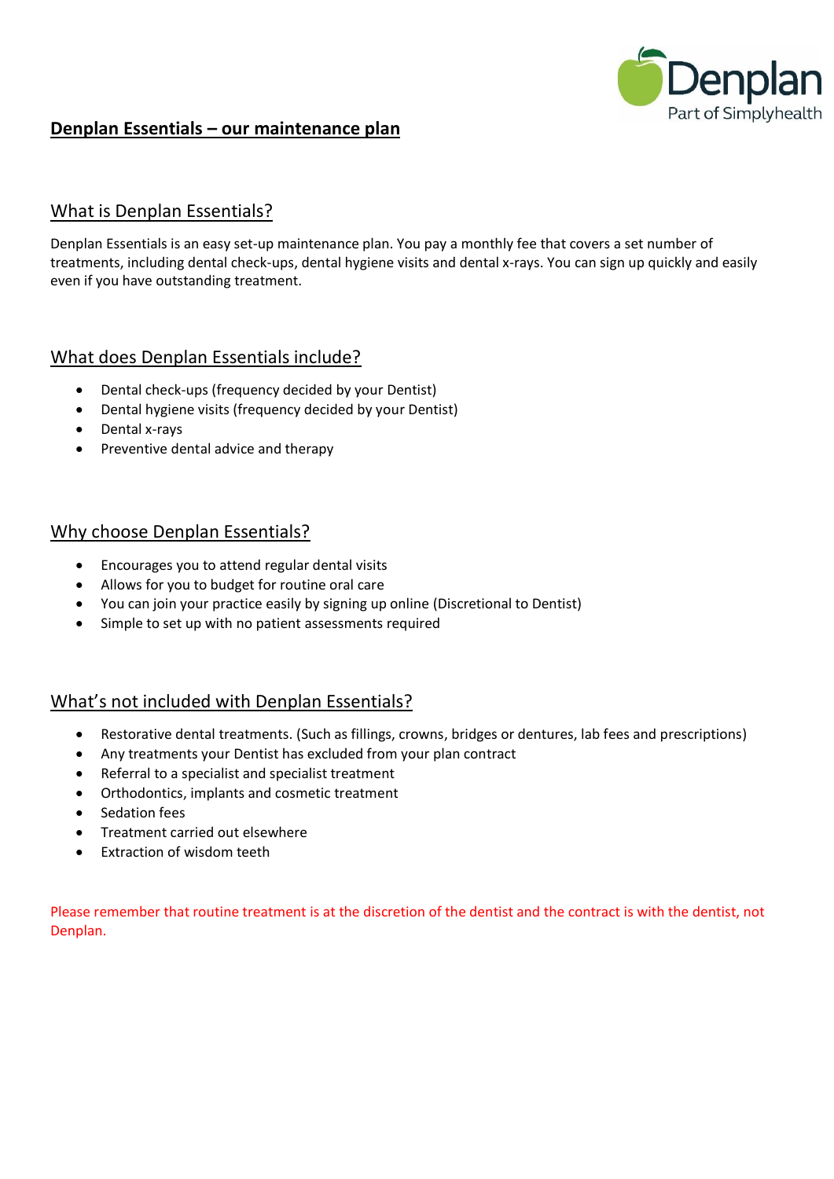# **Denplan Essentials – our maintenance plan**

## What is Denplan Essentials?

Denplan Essentials is an easy set-up maintenance plan. You pay a monthly fee that covers a set number of treatments, including dental check-ups, dental hygiene visits and dental x-rays. You can sign up quickly and easily even if you have outstanding treatment.

## What does Denplan Essentials include?

- Dental check-ups (frequency decided by your Dentist)
- Dental hygiene visits (frequency decided by your Dentist)
- Dental x-rays
- Preventive dental advice and therapy

## Why choose Denplan Essentials?

- Encourages you to attend regular dental visits
- Allows for you to budget for routine oral care
- You can join your practice easily by signing up online (Discretional to Dentist)
- Simple to set up with no patient assessments required

## What's not included with Denplan Essentials?

- Restorative dental treatments. (Such as fillings, crowns, bridges or dentures, lab fees and prescriptions)
- Any treatments your Dentist has excluded from your plan contract
- Referral to a specialist and specialist treatment
- Orthodontics, implants and cosmetic treatment
- Sedation fees
- Treatment carried out elsewhere
- Extraction of wisdom teeth

Please remember that routine treatment is at the discretion of the dentist and the contract is with the dentist, not Denplan.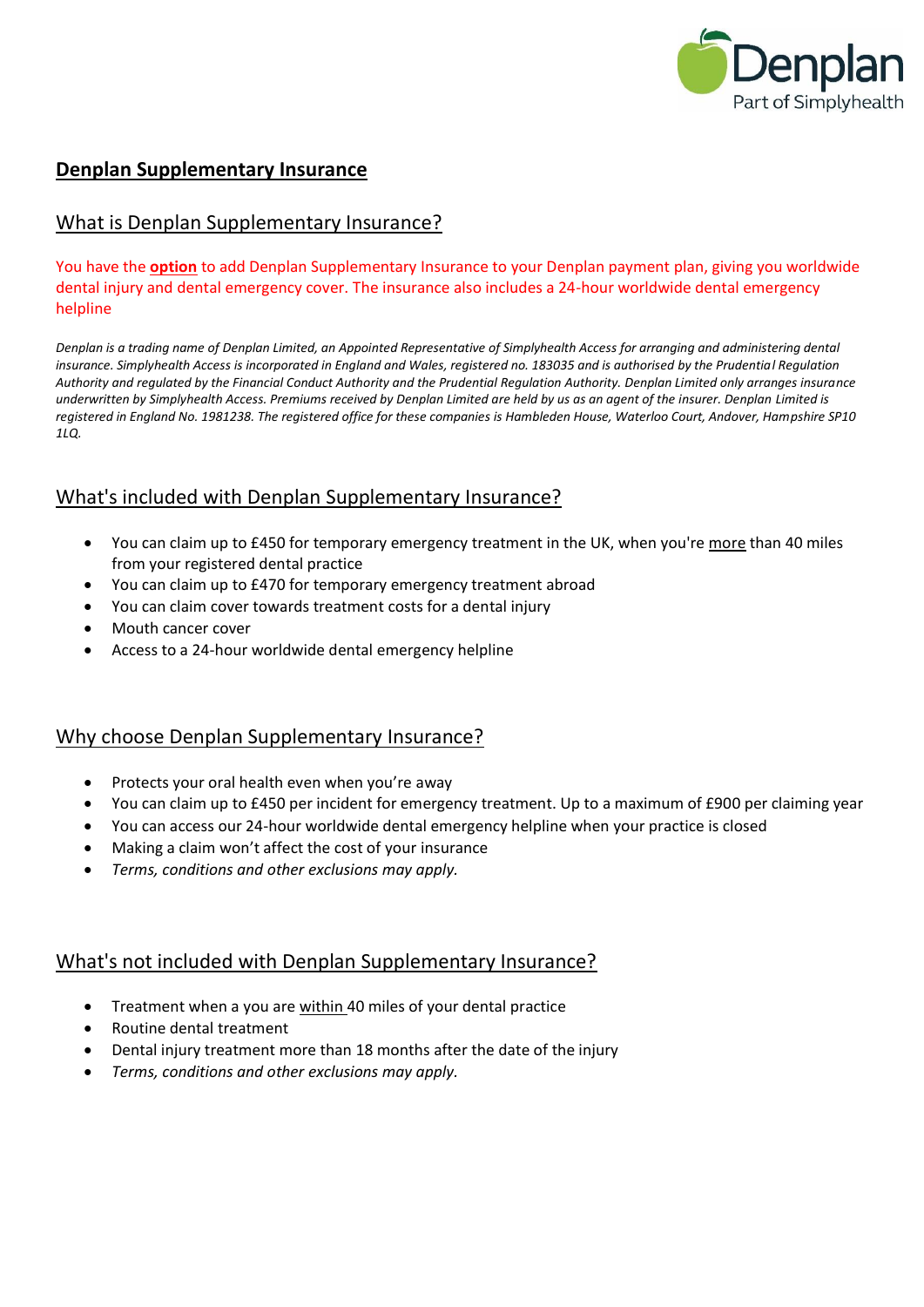# Denplan Supplementary Insurance

## What is Denplan Supplementary Insurance?

You have the **option** to add Denplan Supplementary Insurance to your Denplan payment plan, giving you worldwide dental injury and dental emergency cover. The insurance also includes a 24-hour worldwide dental emergency helpline

*Denplan is a trading name of Denplan Limited, an Appointed Representative of Simplyhealth Access for arranging and administering dental insurance. Simplyhealth Access is incorporated in England and Wales, registered no. 183035 and is authorised by the Prudential Regulation Authority and regulated by the Financial Conduct Authority and the Prudential Regulation Authority. Denplan Limited only arranges insurance underwritten by Simplyhealth Access. Premiums received by Denplan Limited are held by us as an agent of the insurer. Denplan Limited is registered in England No. 1981238. The registered office for these companies is Hambleden House, Waterloo Court, Andover, Hampshire SP10 1LQ.*

## What's included with Denplan Supplementary Insurance?

- You can claim up to £450 for temporary emergency treatment in the UK, when you're more than 40 miles from your registered dental practice
- You can claim up to £470 for temporary emergency treatment abroad
- You can claim cover towards treatment costs for a dental injury
- Mouth cancer cover
- Access to a 24-hour worldwide dental emergency helpline

## Why choose Denplan Supplementary Insurance?

- Protects your oral health even when you're away
- You can claim up to £450 per incident for emergency treatment. Up to a maximum of £900 per claiming year
- You can access our 24-hour worldwide dental emergency helpline when your practice is closed
- Making a claim won't affect the cost of your insurance
- *Terms, conditions and other exclusions may apply.*

## What's not included with Denplan Supplementary Insurance?

- Treatment when a you are within 40 miles of your dental practice
- Routine dental treatment
- Dental injury treatment more than 18 months after the date of the injury
- *Terms, conditions and other exclusions may apply.*